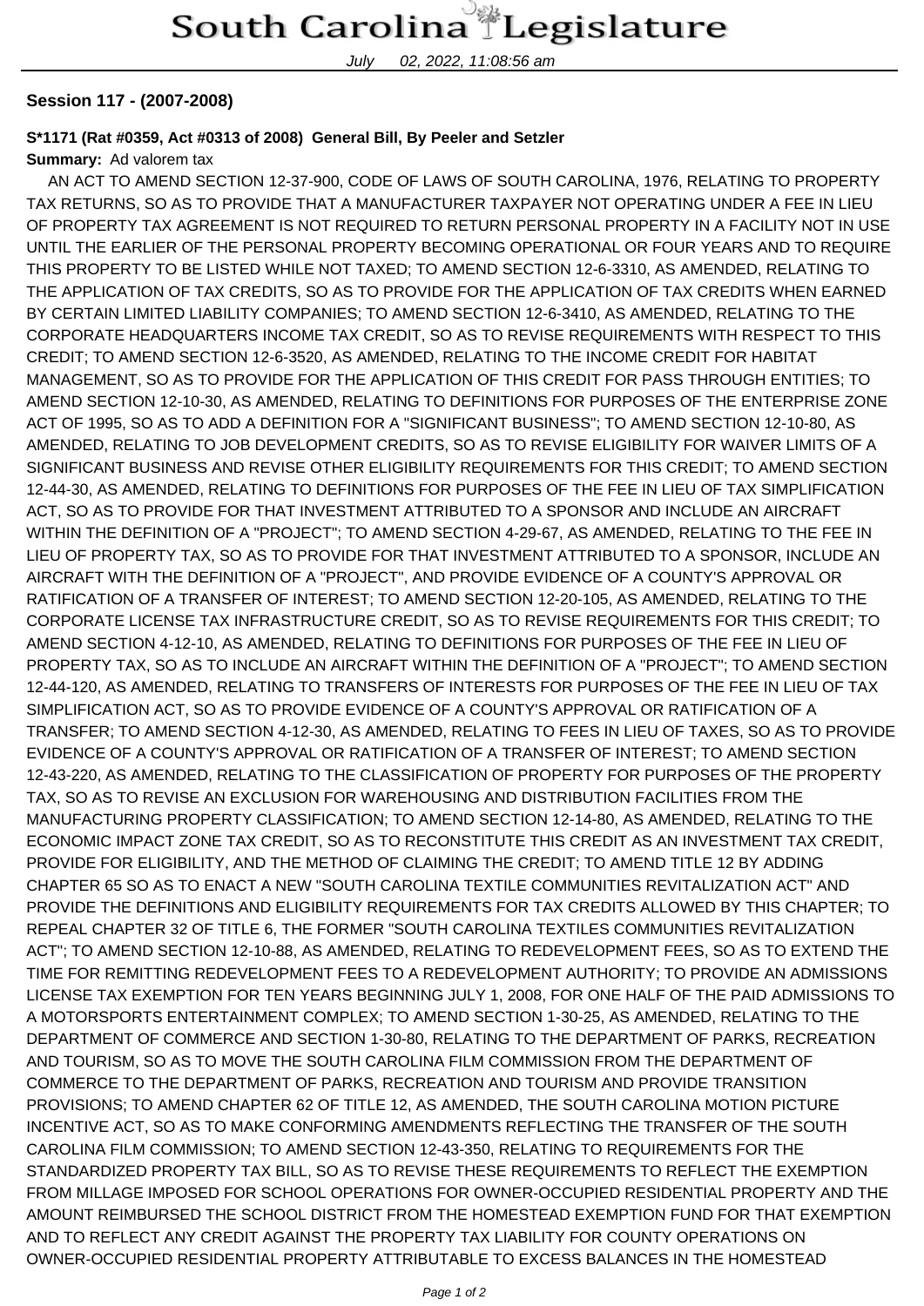# South Carolina Legislature

July 02, 2022, 11:08:56 am

**Session 117 - (2007-2008)**

**S*1171 (Rat #0359, Act #0313 of 2008) General Bill, By Peeler and Setzler**

**Summary:** Ad valorem tax

AN ACT TO AMEND SECTION 12-37-900, CODE OF LAWS OF SOUTH CAROLINA, 1976, RELATING TO PROPERTY TAX RETURNS, SO AS TO PROVIDE THAT A MANUFACTURER TAXPAYER NOT OPERATING UNDER A FEE IN LIEU OF PROPERTY TAX AGREEMENT IS NOT REQUIRED TO RETURN PERSONAL PROPERTY IN A FACILITY NOT IN USE UNTIL THE EARLIER OF THE PERSONAL PROPERTY BECOMING OPERATIONAL OR FOUR YEARS AND TO REQUIRE THIS PROPERTY TO BE LISTED WHILE NOT TAXED; TO AMEND SECTION 12-6-3310, AS AMENDED, RELATING TO THE APPLICATION OF TAX CREDITS, SO AS TO PROVIDE FOR THE APPLICATION OF TAX CREDITS WHEN EARNED BY CERTAIN LIMITED LIABILITY COMPANIES; TO AMEND SECTION 12-6-3410, AS AMENDED, RELATING TO THE CORPORATE HEADQUARTERS INCOME TAX CREDIT, SO AS TO REVISE REQUIREMENTS WITH RESPECT TO THIS CREDIT; TO AMEND SECTION 12-6-3520, AS AMENDED, RELATING TO THE INCOME CREDIT FOR HABITAT MANAGEMENT, SO AS TO PROVIDE FOR THE APPLICATION OF THIS CREDIT FOR PASS THROUGH ENTITIES; TO AMEND SECTION 12-10-30, AS AMENDED, RELATING TO DEFINITIONS FOR PURPOSES OF THE ENTERPRISE ZONE ACT OF 1995, SO AS TO ADD A DEFINITION FOR A "SIGNIFICANT BUSINESS"; TO AMEND SECTION 12-10-80, AS AMENDED, RELATING TO JOB DEVELOPMENT CREDITS, SO AS TO REVISE ELIGIBILITY FOR WAIVER LIMITS OF A SIGNIFICANT BUSINESS AND REVISE OTHER ELIGIBILITY REQUIREMENTS FOR THIS CREDIT; TO AMEND SECTION 12-44-30, AS AMENDED, RELATING TO DEFINITIONS FOR PURPOSES OF THE FEE IN LIEU OF TAX SIMPLIFICATION ACT, SO AS TO PROVIDE FOR THAT INVESTMENT ATTRIBUTED TO A SPONSOR AND INCLUDE AN AIRCRAFT WITHIN THE DEFINITION OF A "PROJECT"; TO AMEND SECTION 4-29-67, AS AMENDED, RELATING TO THE FEE IN LIEU OF PROPERTY TAX, SO AS TO PROVIDE FOR THAT INVESTMENT ATTRIBUTED TO A SPONSOR, INCLUDE AN AIRCRAFT WITH THE DEFINITION OF A "PROJECT", AND PROVIDE EVIDENCE OF A COUNTY'S APPROVAL OR RATIFICATION OF A TRANSFER OF INTEREST; TO AMEND SECTION 12-20-105, AS AMENDED, RELATING TO THE CORPORATE LICENSE TAX INFRASTRUCTURE CREDIT, SO AS TO REVISE REQUIREMENTS FOR THIS CREDIT; TO AMEND SECTION 4-12-10, AS AMENDED, RELATING TO DEFINITIONS FOR PURPOSES OF THE FEE IN LIEU OF PROPERTY TAX, SO AS TO INCLUDE AN AIRCRAFT WITHIN THE DEFINITION OF A "PROJECT"; TO AMEND SECTION 12-44-120, AS AMENDED, RELATING TO TRANSFERS OF INTERESTS FOR PURPOSES OF THE FEE IN LIEU OF TAX SIMPLIFICATION ACT, SO AS TO PROVIDE EVIDENCE OF A COUNTY'S APPROVAL OR RATIFICATION OF A TRANSFER; TO AMEND SECTION 4-12-30, AS AMENDED, RELATING TO FEES IN LIEU OF TAXES, SO AS TO PROVIDE EVIDENCE OF A COUNTY'S APPROVAL OR RATIFICATION OF A TRANSFER OF INTEREST; TO AMEND SECTION 12-43-220, AS AMENDED, RELATING TO THE CLASSIFICATION OF PROPERTY FOR PURPOSES OF THE PROPERTY TAX, SO AS TO REVISE AN EXCLUSION FOR WAREHOUSING AND DISTRIBUTION FACILITIES FROM THE MANUFACTURING PROPERTY CLASSIFICATION; TO AMEND SECTION 12-14-80, AS AMENDED, RELATING TO THE ECONOMIC IMPACT ZONE TAX CREDIT, SO AS TO RECONSTITUTE THIS CREDIT AS AN INVESTMENT TAX CREDIT, PROVIDE FOR ELIGIBILITY, AND THE METHOD OF CLAIMING THE CREDIT; TO AMEND TITLE 12 BY ADDING CHAPTER 65 SO AS TO ENACT A NEW "SOUTH CAROLINA TEXTILE COMMUNITIES REVITALIZATION ACT" AND PROVIDE THE DEFINITIONS AND ELIGIBILITY REQUIREMENTS FOR TAX CREDITS ALLOWED BY THIS CHAPTER; TO REPEAL CHAPTER 32 OF TITLE 6, THE FORMER "SOUTH CAROLINA TEXTILES COMMUNITIES REVITALIZATION ACT"; TO AMEND SECTION 12-10-88, AS AMENDED, RELATING TO REDEVELOPMENT FEES, SO AS TO EXTEND THE TIME FOR REMITTING REDEVELOPMENT FEES TO A REDEVELOPMENT AUTHORITY; TO PROVIDE AN ADMISSIONS LICENSE TAX EXEMPTION FOR TEN YEARS BEGINNING JULY 1, 2008, FOR ONE HALF OF THE PAID ADMISSIONS TO A MOTORSPORTS ENTERTAINMENT COMPLEX; TO AMEND SECTION 1-30-25, AS AMENDED, RELATING TO THE DEPARTMENT OF COMMERCE AND SECTION 1-30-80, RELATING TO THE DEPARTMENT OF PARKS, RECREATION AND TOURISM, SO AS TO MOVE THE SOUTH CAROLINA FILM COMMISSION FROM THE DEPARTMENT OF COMMERCE TO THE DEPARTMENT OF PARKS, RECREATION AND TOURISM AND PROVIDE TRANSITION PROVISIONS; TO AMEND CHAPTER 62 OF TITLE 12, AS AMENDED, THE SOUTH CAROLINA MOTION PICTURE INCENTIVE ACT, SO AS TO MAKE CONFORMING AMENDMENTS REFLECTING THE TRANSFER OF THE SOUTH CAROLINA FILM COMMISSION; TO AMEND SECTION 12-43-350, RELATING TO REQUIREMENTS FOR THE STANDARDIZED PROPERTY TAX BILL, SO AS TO REVISE THESE REQUIREMENTS TO REFLECT THE EXEMPTION FROM MILLAGE IMPOSED FOR SCHOOL OPERATIONS FOR OWNER-OCCUPIED RESIDENTIAL PROPERTY AND THE AMOUNT REIMBURSED THE SCHOOL DISTRICT FROM THE HOMESTEAD EXEMPTION FUND FOR THAT EXEMPTION AND TO REFLECT ANY CREDIT AGAINST THE PROPERTY TAX LIABILITY FOR COUNTY OPERATIONS ON OWNER-OCCUPIED RESIDENTIAL PROPERTY ATTRIBUTABLE TO EXCESS BALANCES IN THE HOMESTEAD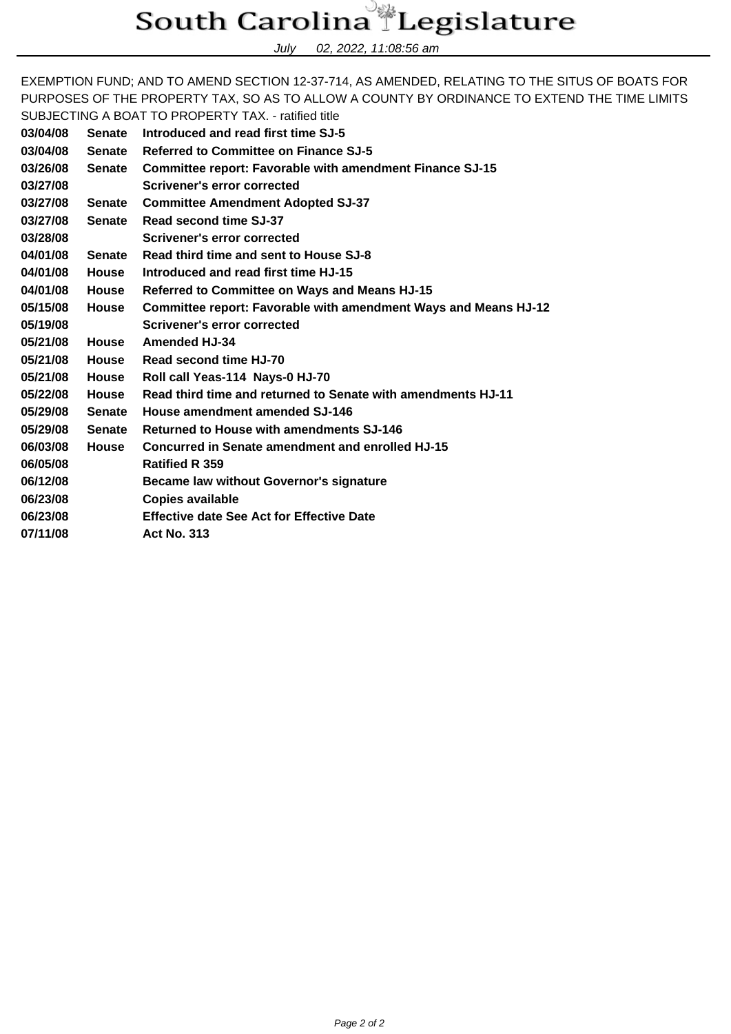EXEMPTION FUND; AND TO AMEND SECTION 12-37-714, AS AMENDED, RELATING TO THE SITUS OF BOATS FOR PURPOSES OF THE PROPERTY TAX, SO AS TO ALLOW A COUNTY BY ORDINANCE TO EXTEND THE TIME LIMITS SUBJECTING A BOAT TO PROPERTY TAX. - ratified title

| | | |
|---|---|---|
| **03/04/08** | **Senate** | **Introduced and read first time SJ-5** |
| **03/04/08** | **Senate** | **Referred to Committee on Finance SJ-5** |
| **03/26/08** | **Senate** | **Committee report: Favorable with amendment Finance SJ-15** |
| **03/27/08** | | **Scrivener's error corrected** |
| **03/27/08** | **Senate** | **Committee Amendment Adopted SJ-37** |
| **03/27/08** | **Senate** | **Read second time SJ-37** |
| **03/28/08** | | **Scrivener's error corrected** |
| **04/01/08** | **Senate** | **Read third time and sent to House SJ-8** |
| **04/01/08** | **House** | **Introduced and read first time HJ-15** |
| **04/01/08** | **House** | **Referred to Committee on Ways and Means HJ-15** |
| **05/15/08** | **House** | **Committee report: Favorable with amendment Ways and Means HJ-12** |
| **05/19/08** | | **Scrivener's error corrected** |
| **05/21/08** | **House** | **Amended HJ-34** |
| **05/21/08** | **House** | **Read second time HJ-70** |
| **05/21/08** | **House** | **Roll call Yeas-114 Nays-0 HJ-70** |
| **05/22/08** | **House** | **Read third time and returned to Senate with amendments HJ-11** |
| **05/29/08** | **Senate** | **House amendment amended SJ-146** |
| **05/29/08** | **Senate** | **Returned to House with amendments SJ-146** |
| **06/03/08** | **House** | **Concurred in Senate amendment and enrolled HJ-15** |
| **06/05/08** | | **Ratified R 359** |
| **06/12/08** | | **Became law without Governor's signature** |
| **06/23/08** | | **Copies available** |
| **06/23/08** | | **Effective date See Act for Effective Date** |
| **07/11/08** | | **Act No. 313** |